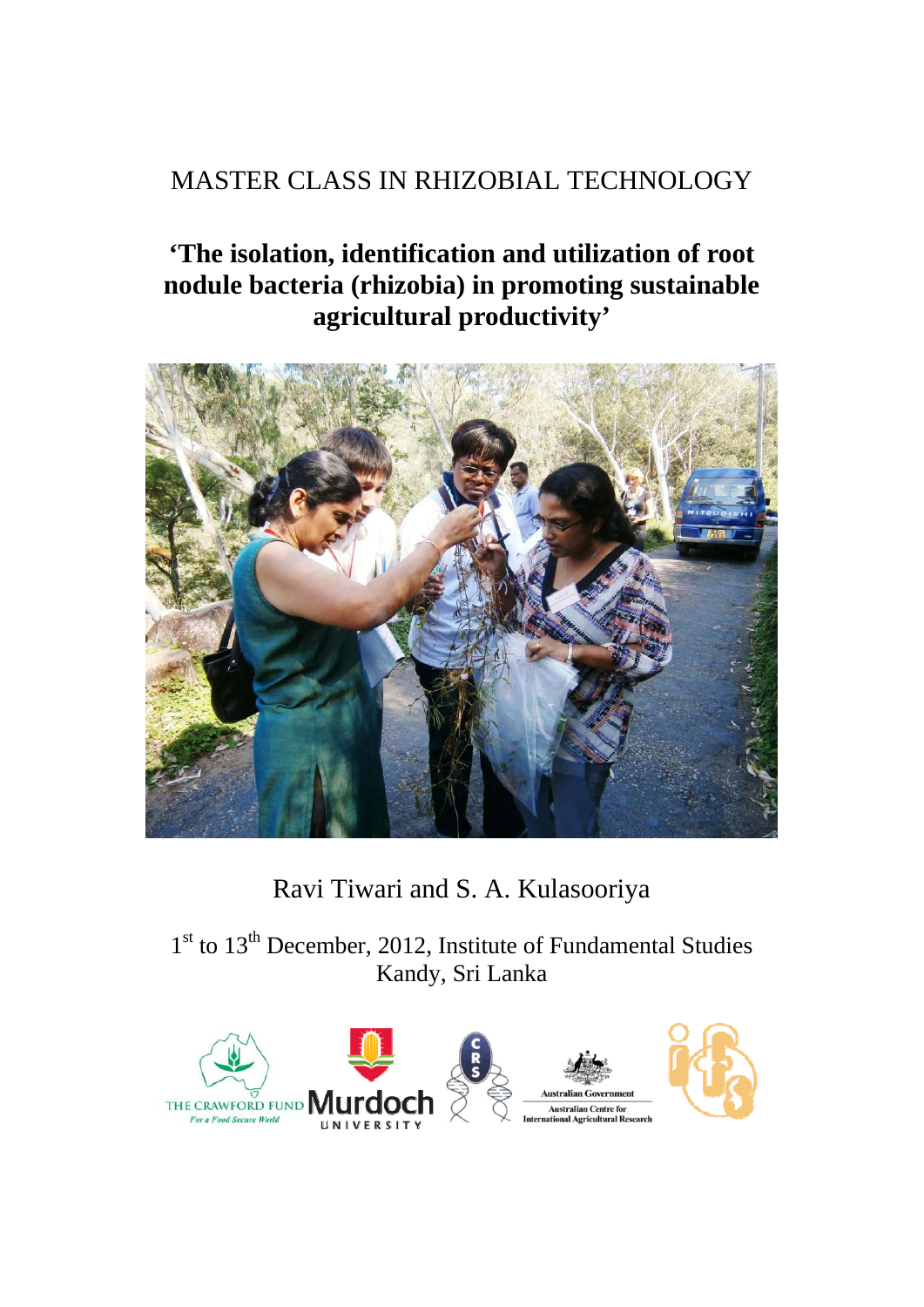# MASTER CLASS IN RHIZOBIAL TECHNOLOGY

## 'The isolation, identification and utilization of root nodule bacteria (rhizobia) in promoting sustainable agricultural productivity'

Ravi Tiwari and S. A. Kulasooriya

1st to 13th December, 2012, Institute of Fundamental Studies
Kandy, Sri Lanka

THE CRAWFORD FUND *For a Food Secure World* | Murdoch UNIVERSITY | CRS | Australian Government Australian Centre for International Agricultural Research | IFS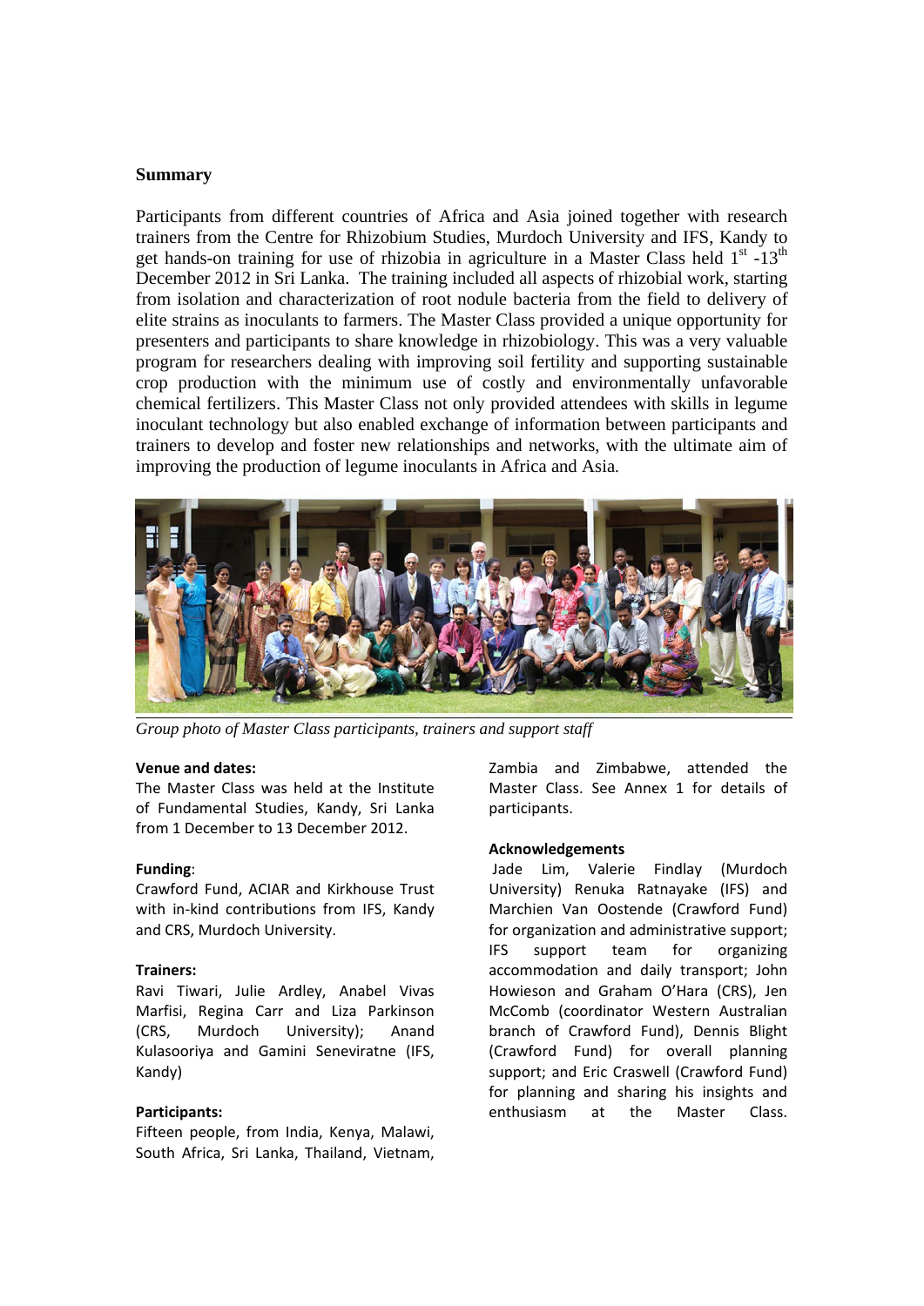## Summary

Participants from different countries of Africa and Asia joined together with research trainers from the Centre for Rhizobium Studies, Murdoch University and IFS, Kandy to get hands-on training for use of rhizobia in agriculture in a Master Class held 1st -13th December 2012 in Sri Lanka. The training included all aspects of rhizobial work, starting from isolation and characterization of root nodule bacteria from the field to delivery of elite strains as inoculants to farmers. The Master Class provided a unique opportunity for presenters and participants to share knowledge in rhizobiology. This was a very valuable program for researchers dealing with improving soil fertility and supporting sustainable crop production with the minimum use of costly and environmentally unfavorable chemical fertilizers. This Master Class not only provided attendees with skills in legume inoculant technology but also enabled exchange of information between participants and trainers to develop and foster new relationships and networks, with the ultimate aim of improving the production of legume inoculants in Africa and Asia.

*Group photo of Master Class participants, trainers and support staff*

**Venue and dates:**
The Master Class was held at the Institute of Fundamental Studies, Kandy, Sri Lanka from 1 December to 13 December 2012.

**Funding**:
Crawford Fund, ACIAR and Kirkhouse Trust with in-kind contributions from IFS, Kandy and CRS, Murdoch University.

**Trainers:**
Ravi Tiwari, Julie Ardley, Anabel Vivas Marfisi, Regina Carr and Liza Parkinson (CRS, Murdoch University); Anand Kulasooriya and Gamini Seneviratne (IFS, Kandy)

**Participants:**
Fifteen people, from India, Kenya, Malawi, South Africa, Sri Lanka, Thailand, Vietnam, Zambia and Zimbabwe, attended the Master Class. See Annex 1 for details of participants.

**Acknowledgements**
Jade Lim, Valerie Findlay (Murdoch University) Renuka Ratnayake (IFS) and Marchien Van Oostende (Crawford Fund) for organization and administrative support; IFS support team for organizing accommodation and daily transport; John Howieson and Graham O'Hara (CRS), Jen McComb (coordinator Western Australian branch of Crawford Fund), Dennis Blight (Crawford Fund) for overall planning support; and Eric Craswell (Crawford Fund) for planning and sharing his insights and enthusiasm at the Master Class.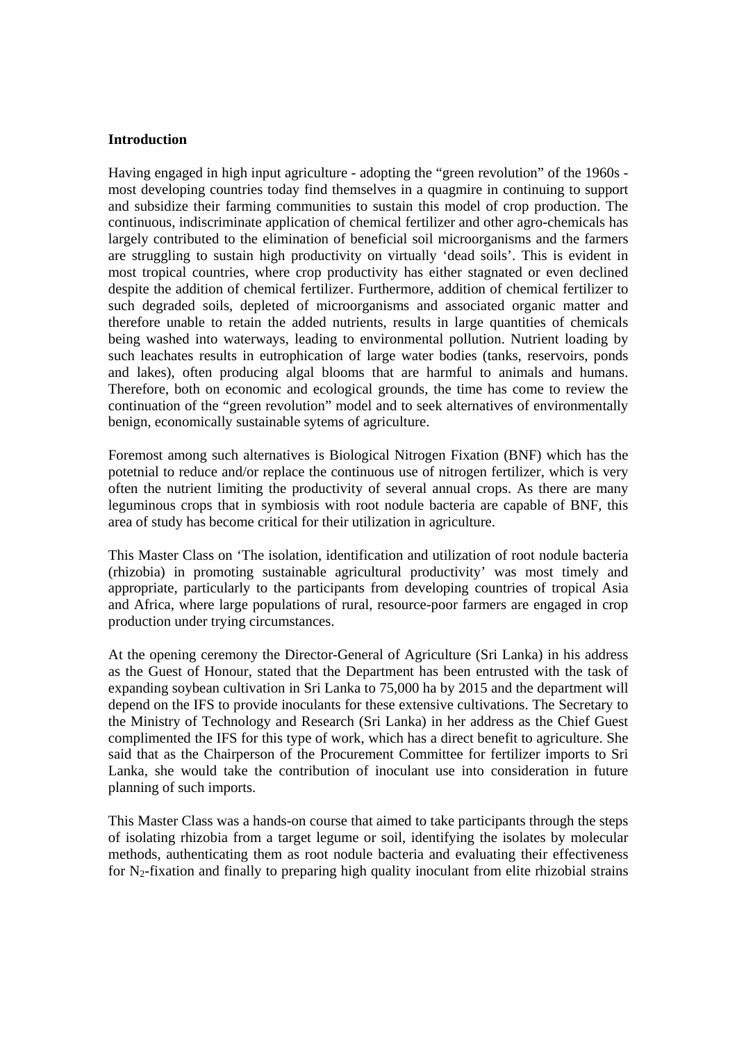**Introduction**

Having engaged in high input agriculture - adopting the "green revolution" of the 1960s - most developing countries today find themselves in a quagmire in continuing to support and subsidize their farming communities to sustain this model of crop production. The continuous, indiscriminate application of chemical fertilizer and other agro-chemicals has largely contributed to the elimination of beneficial soil microorganisms and the farmers are struggling to sustain high productivity on virtually 'dead soils'. This is evident in most tropical countries, where crop productivity has either stagnated or even declined despite the addition of chemical fertilizer. Furthermore, addition of chemical fertilizer to such degraded soils, depleted of microorganisms and associated organic matter and therefore unable to retain the added nutrients, results in large quantities of chemicals being washed into waterways, leading to environmental pollution. Nutrient loading by such leachates results in eutrophication of large water bodies (tanks, reservoirs, ponds and lakes), often producing algal blooms that are harmful to animals and humans. Therefore, both on economic and ecological grounds, the time has come to review the continuation of the "green revolution" model and to seek alternatives of environmentally benign, economically sustainable sytems of agriculture.

Foremost among such alternatives is Biological Nitrogen Fixation (BNF) which has the potetnial to reduce and/or replace the continuous use of nitrogen fertilizer, which is very often the nutrient limiting the productivity of several annual crops. As there are many leguminous crops that in symbiosis with root nodule bacteria are capable of BNF, this area of study has become critical for their utilization in agriculture.

This Master Class on 'The isolation, identification and utilization of root nodule bacteria (rhizobia) in promoting sustainable agricultural productivity' was most timely and appropriate, particularly to the participants from developing countries of tropical Asia and Africa, where large populations of rural, resource-poor farmers are engaged in crop production under trying circumstances.

At the opening ceremony the Director-General of Agriculture (Sri Lanka) in his address as the Guest of Honour, stated that the Department has been entrusted with the task of expanding soybean cultivation in Sri Lanka to 75,000 ha by 2015 and the department will depend on the IFS to provide inoculants for these extensive cultivations. The Secretary to the Ministry of Technology and Research (Sri Lanka) in her address as the Chief Guest complimented the IFS for this type of work, which has a direct benefit to agriculture. She said that as the Chairperson of the Procurement Committee for fertilizer imports to Sri Lanka, she would take the contribution of inoculant use into consideration in future planning of such imports.

This Master Class was a hands-on course that aimed to take participants through the steps of isolating rhizobia from a target legume or soil, identifying the isolates by molecular methods, authenticating them as root nodule bacteria and evaluating their effectiveness for $N_2$-fixation and finally to preparing high quality inoculant from elite rhizobial strains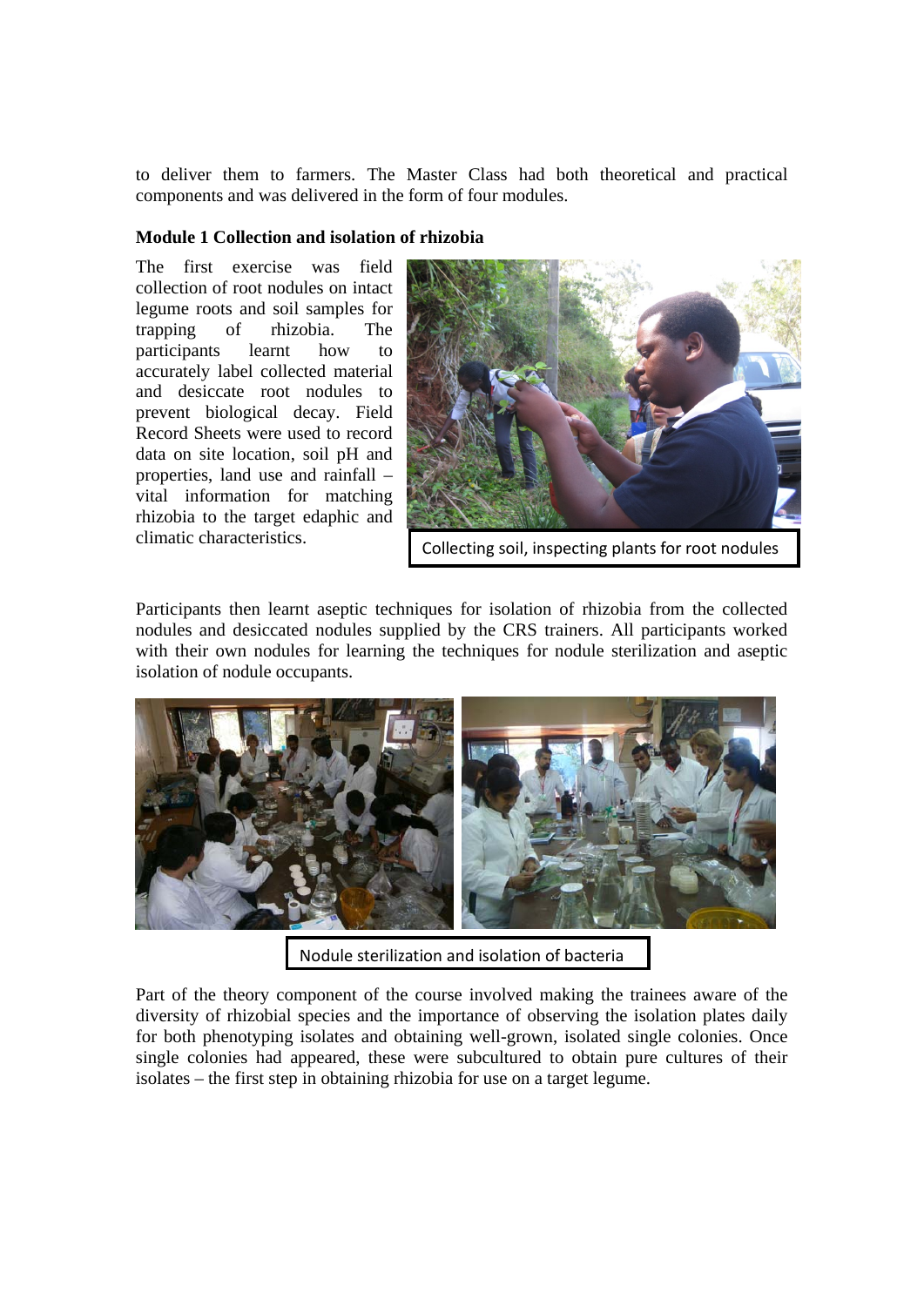to deliver them to farmers. The Master Class had both theoretical and practical components and was delivered in the form of four modules.

**Module 1 Collection and isolation of rhizobia**

The first exercise was field collection of root nodules on intact legume roots and soil samples for trapping of rhizobia. The participants learnt how to accurately label collected material and desiccate root nodules to prevent biological decay. Field Record Sheets were used to record data on site location, soil pH and properties, land use and rainfall – vital information for matching rhizobia to the target edaphic and climatic characteristics.

Collecting soil, inspecting plants for root nodules

Participants then learnt aseptic techniques for isolation of rhizobia from the collected nodules and desiccated nodules supplied by the CRS trainers. All participants worked with their own nodules for learning the techniques for nodule sterilization and aseptic isolation of nodule occupants.

Nodule sterilization and isolation of bacteria

Part of the theory component of the course involved making the trainees aware of the diversity of rhizobial species and the importance of observing the isolation plates daily for both phenotyping isolates and obtaining well-grown, isolated single colonies. Once single colonies had appeared, these were subcultured to obtain pure cultures of their isolates – the first step in obtaining rhizobia for use on a target legume.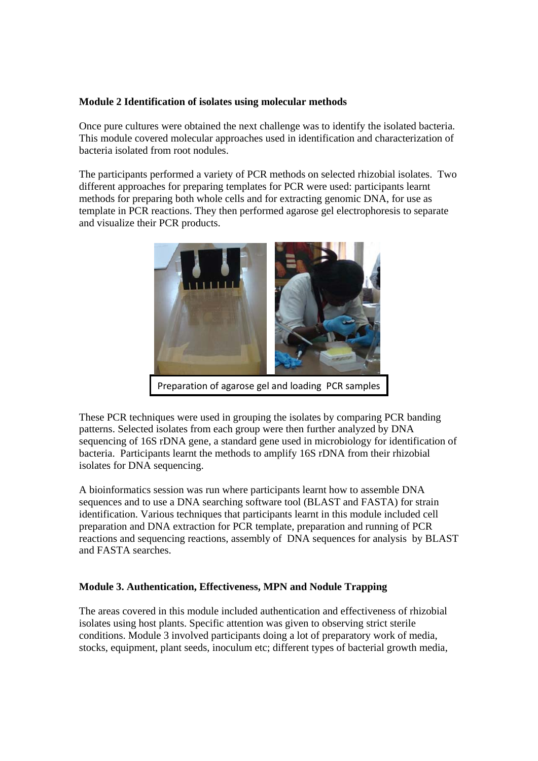**Module 2 Identification of isolates using molecular methods**

Once pure cultures were obtained the next challenge was to identify the isolated bacteria. This module covered molecular approaches used in identification and characterization of bacteria isolated from root nodules.

The participants performed a variety of PCR methods on selected rhizobial isolates. Two different approaches for preparing templates for PCR were used: participants learnt methods for preparing both whole cells and for extracting genomic DNA, for use as template in PCR reactions. They then performed agarose gel electrophoresis to separate and visualize their PCR products.

Preparation of agarose gel and loading PCR samples

These PCR techniques were used in grouping the isolates by comparing PCR banding patterns. Selected isolates from each group were then further analyzed by DNA sequencing of 16S rDNA gene, a standard gene used in microbiology for identification of bacteria. Participants learnt the methods to amplify 16S rDNA from their rhizobial isolates for DNA sequencing.

A bioinformatics session was run where participants learnt how to assemble DNA sequences and to use a DNA searching software tool (BLAST and FASTA) for strain identification. Various techniques that participants learnt in this module included cell preparation and DNA extraction for PCR template, preparation and running of PCR reactions and sequencing reactions, assembly of DNA sequences for analysis by BLAST and FASTA searches.

**Module 3. Authentication, Effectiveness, MPN and Nodule Trapping**

The areas covered in this module included authentication and effectiveness of rhizobial isolates using host plants. Specific attention was given to observing strict sterile conditions. Module 3 involved participants doing a lot of preparatory work of media, stocks, equipment, plant seeds, inoculum etc; different types of bacterial growth media,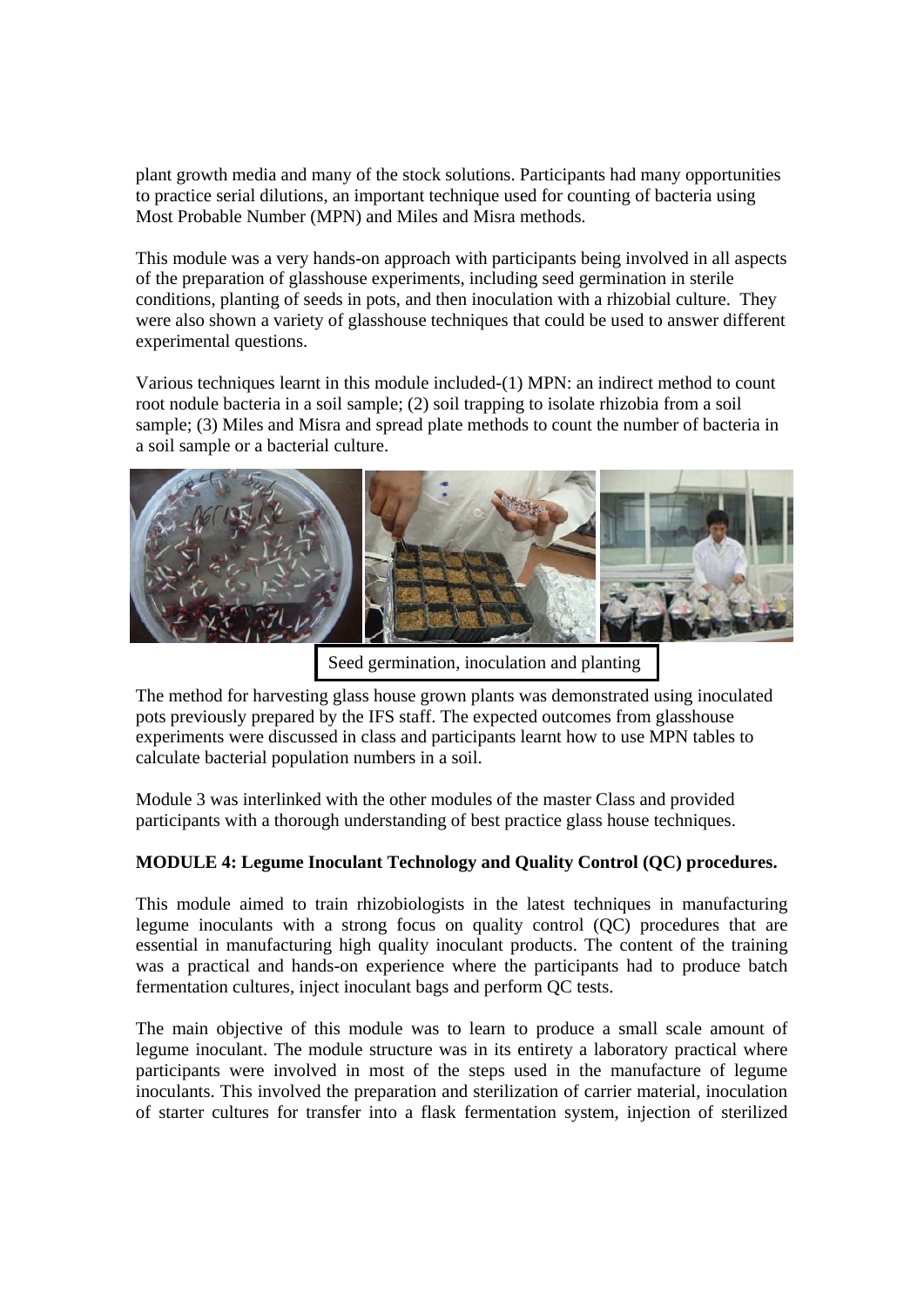plant growth media and many of the stock solutions. Participants had many opportunities to practice serial dilutions, an important technique used for counting of bacteria using Most Probable Number (MPN) and Miles and Misra methods.

This module was a very hands-on approach with participants being involved in all aspects of the preparation of glasshouse experiments, including seed germination in sterile conditions, planting of seeds in pots, and then inoculation with a rhizobial culture. They were also shown a variety of glasshouse techniques that could be used to answer different experimental questions.

Various techniques learnt in this module included-(1) MPN: an indirect method to count root nodule bacteria in a soil sample; (2) soil trapping to isolate rhizobia from a soil sample; (3) Miles and Misra and spread plate methods to count the number of bacteria in a soil sample or a bacterial culture.

Seed germination, inoculation and planting

The method for harvesting glass house grown plants was demonstrated using inoculated pots previously prepared by the IFS staff. The expected outcomes from glasshouse experiments were discussed in class and participants learnt how to use MPN tables to calculate bacterial population numbers in a soil.

Module 3 was interlinked with the other modules of the master Class and provided participants with a thorough understanding of best practice glass house techniques.

**MODULE 4: Legume Inoculant Technology and Quality Control (QC) procedures.**

This module aimed to train rhizobiologists in the latest techniques in manufacturing legume inoculants with a strong focus on quality control (QC) procedures that are essential in manufacturing high quality inoculant products. The content of the training was a practical and hands-on experience where the participants had to produce batch fermentation cultures, inject inoculant bags and perform QC tests.

The main objective of this module was to learn to produce a small scale amount of legume inoculant. The module structure was in its entirety a laboratory practical where participants were involved in most of the steps used in the manufacture of legume inoculants. This involved the preparation and sterilization of carrier material, inoculation of starter cultures for transfer into a flask fermentation system, injection of sterilized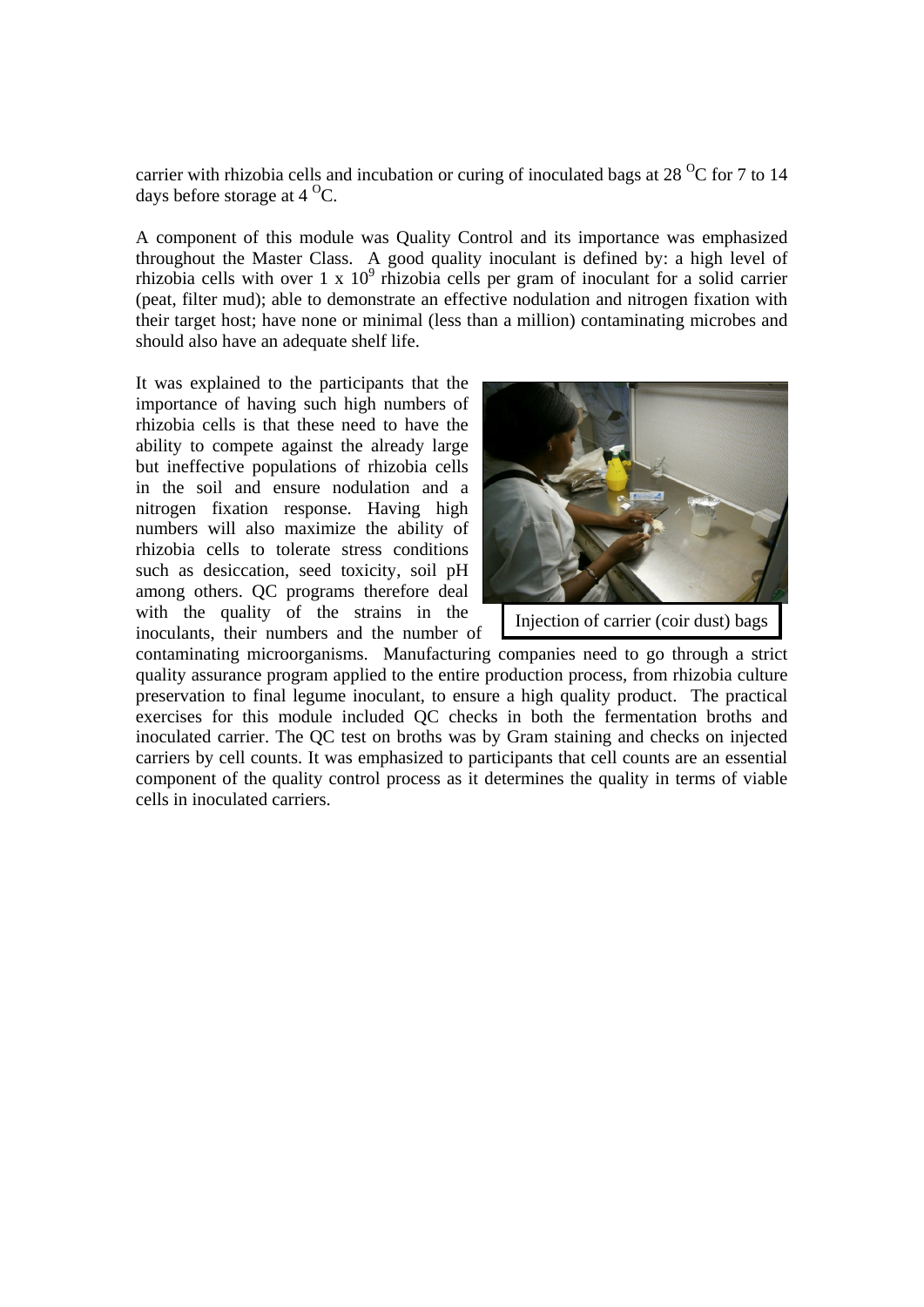carrier with rhizobia cells and incubation or curing of inoculated bags at 28 $^{O}$C for 7 to 14 days before storage at 4 $^{O}$C.

A component of this module was Quality Control and its importance was emphasized throughout the Master Class. A good quality inoculant is defined by: a high level of rhizobia cells with over 1 x $10^9$ rhizobia cells per gram of inoculant for a solid carrier (peat, filter mud); able to demonstrate an effective nodulation and nitrogen fixation with their target host; have none or minimal (less than a million) contaminating microbes and should also have an adequate shelf life.

It was explained to the participants that the importance of having such high numbers of rhizobia cells is that these need to have the ability to compete against the already large but ineffective populations of rhizobia cells in the soil and ensure nodulation and a nitrogen fixation response. Having high numbers will also maximize the ability of rhizobia cells to tolerate stress conditions such as desiccation, seed toxicity, soil pH among others. QC programs therefore deal with the quality of the strains in the inoculants, their numbers and the number of contaminating microorganisms. Manufacturing companies need to go through a strict quality assurance program applied to the entire production process, from rhizobia culture preservation to final legume inoculant, to ensure a high quality product. The practical exercises for this module included QC checks in both the fermentation broths and inoculated carrier. The QC test on broths was by Gram staining and checks on injected carriers by cell counts. It was emphasized to participants that cell counts are an essential component of the quality control process as it determines the quality in terms of viable cells in inoculated carriers.

Injection of carrier (coir dust) bags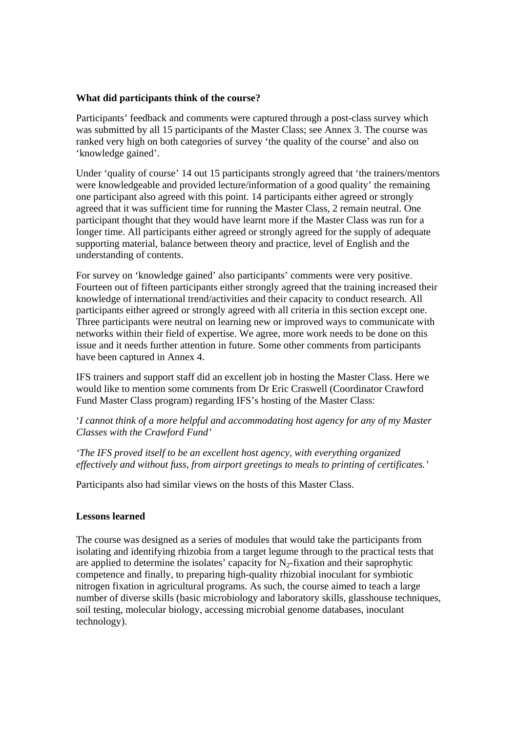**What did participants think of the course?**

Participants' feedback and comments were captured through a post-class survey which was submitted by all 15 participants of the Master Class; see Annex 3. The course was ranked very high on both categories of survey 'the quality of the course' and also on 'knowledge gained'.

Under 'quality of course' 14 out 15 participants strongly agreed that 'the trainers/mentors were knowledgeable and provided lecture/information of a good quality' the remaining one participant also agreed with this point. 14 participants either agreed or strongly agreed that it was sufficient time for running the Master Class, 2 remain neutral. One participant thought that they would have learnt more if the Master Class was run for a longer time. All participants either agreed or strongly agreed for the supply of adequate supporting material, balance between theory and practice, level of English and the understanding of contents.

For survey on 'knowledge gained' also participants' comments were very positive. Fourteen out of fifteen participants either strongly agreed that the training increased their knowledge of international trend/activities and their capacity to conduct research. All participants either agreed or strongly agreed with all criteria in this section except one. Three participants were neutral on learning new or improved ways to communicate with networks within their field of expertise. We agree, more work needs to be done on this issue and it needs further attention in future. Some other comments from participants have been captured in Annex 4.

IFS trainers and support staff did an excellent job in hosting the Master Class. Here we would like to mention some comments from Dr Eric Craswell (Coordinator Crawford Fund Master Class program) regarding IFS's hosting of the Master Class:

'*I cannot think of a more helpful and accommodating host agency for any of my Master Classes with the Crawford Fund*'

*'The IFS proved itself to be an excellent host agency, with everything organized effectively and without fuss, from airport greetings to meals to printing of certificates.'*

Participants also had similar views on the hosts of this Master Class.

**Lessons learned**

The course was designed as a series of modules that would take the participants from isolating and identifying rhizobia from a target legume through to the practical tests that are applied to determine the isolates' capacity for $N_2$-fixation and their saprophytic competence and finally, to preparing high-quality rhizobial inoculant for symbiotic nitrogen fixation in agricultural programs. As such, the course aimed to teach a large number of diverse skills (basic microbiology and laboratory skills, glasshouse techniques, soil testing, molecular biology, accessing microbial genome databases, inoculant technology).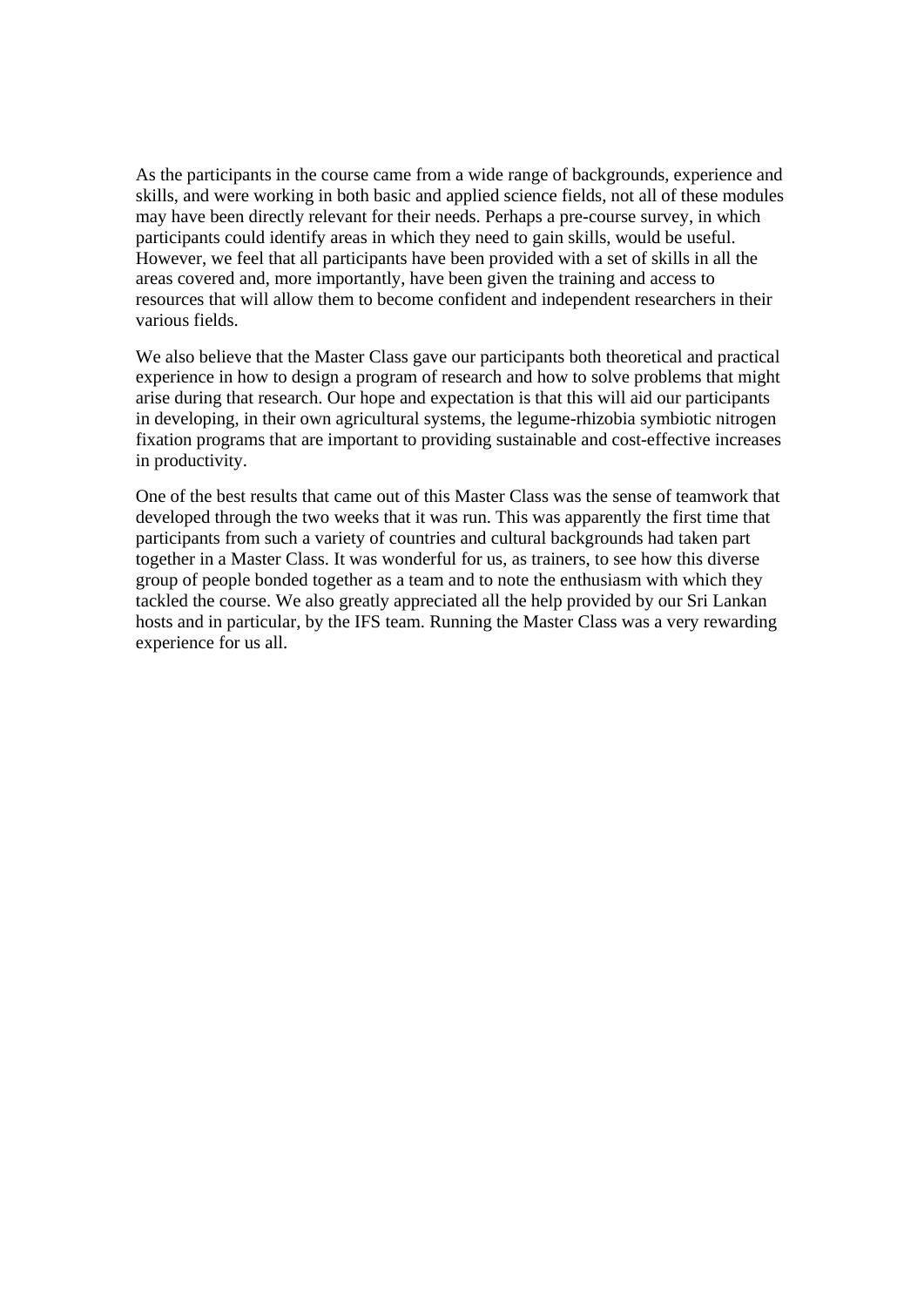As the participants in the course came from a wide range of backgrounds, experience and skills, and were working in both basic and applied science fields, not all of these modules may have been directly relevant for their needs. Perhaps a pre-course survey, in which participants could identify areas in which they need to gain skills, would be useful. However, we feel that all participants have been provided with a set of skills in all the areas covered and, more importantly, have been given the training and access to resources that will allow them to become confident and independent researchers in their various fields.

We also believe that the Master Class gave our participants both theoretical and practical experience in how to design a program of research and how to solve problems that might arise during that research. Our hope and expectation is that this will aid our participants in developing, in their own agricultural systems, the legume-rhizobia symbiotic nitrogen fixation programs that are important to providing sustainable and cost-effective increases in productivity.

One of the best results that came out of this Master Class was the sense of teamwork that developed through the two weeks that it was run. This was apparently the first time that participants from such a variety of countries and cultural backgrounds had taken part together in a Master Class. It was wonderful for us, as trainers, to see how this diverse group of people bonded together as a team and to note the enthusiasm with which they tackled the course. We also greatly appreciated all the help provided by our Sri Lankan hosts and in particular, by the IFS team. Running the Master Class was a very rewarding experience for us all.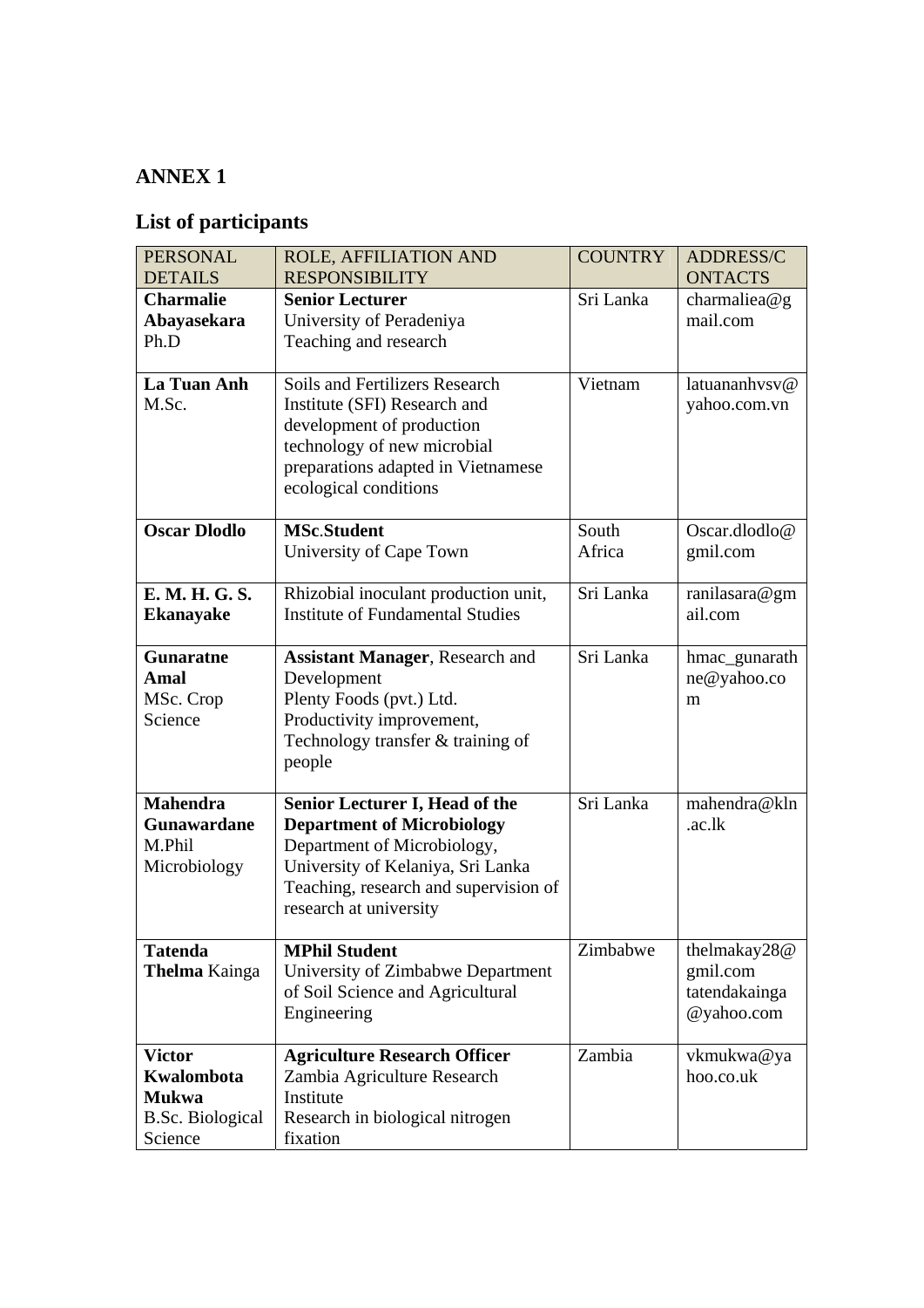## ANNEX 1

## List of participants

| PERSONAL DETAILS | ROLE, AFFILIATION AND RESPONSIBILITY | COUNTRY | ADDRESS/CONTACTS |
|---|---|---|---|
| **Charmalie Abayasekara** Ph.D | **Senior Lecturer** University of Peradeniya Teaching and research | Sri Lanka | charmaliea@gmail.com |
| **La Tuan Anh** M.Sc. | Soils and Fertilizers Research Institute (SFI) Research and development of production technology of new microbial preparations adapted in Vietnamese ecological conditions | Vietnam | latuananhvsv@yahoo.com.vn |
| **Oscar Dlodlo** | **MSc.Student** University of Cape Town | South Africa | Oscar.dlodlo@gmil.com |
| **E. M. H. G. S. Ekanayake** | Rhizobial inoculant production unit, Institute of Fundamental Studies | Sri Lanka | ranilasara@gmail.com |
| **Gunaratne Amal** MSc. Crop Science | **Assistant Manager**, Research and Development Plenty Foods (pvt.) Ltd. Productivity improvement, Technology transfer & training of people | Sri Lanka | hmac_gunarathne@yahoo.com |
| **Mahendra Gunawardane** M.Phil Microbiology | **Senior Lecturer I, Head of the Department of Microbiology** Department of Microbiology, University of Kelaniya, Sri Lanka Teaching, research and supervision of research at university | Sri Lanka | mahendra@kln.ac.lk |
| **Tatenda Thelma** Kainga | **MPhil Student** University of Zimbabwe Department of Soil Science and Agricultural Engineering | Zimbabwe | thelmakay28@gmil.com tatendakainga@yahoo.com |
| **Victor Kwalombota Mukwa** B.Sc. Biological Science | **Agriculture Research Officer** Zambia Agriculture Research Institute Research in biological nitrogen fixation | Zambia | vkmukwa@yahoo.co.uk |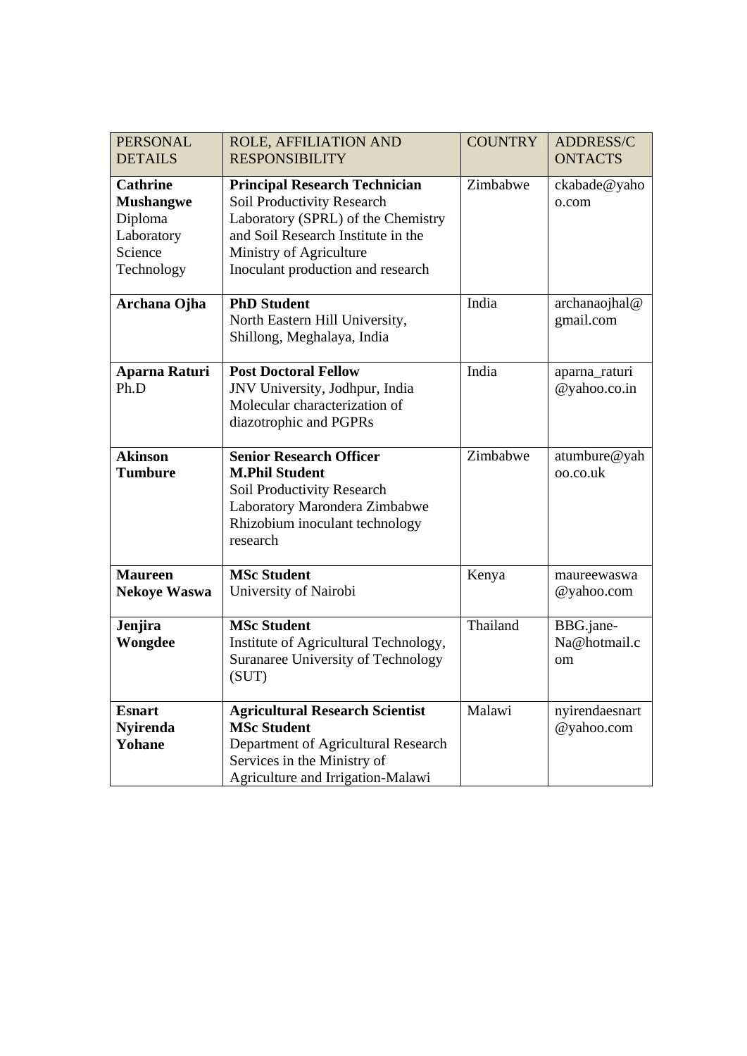| PERSONAL DETAILS | ROLE, AFFILIATION AND RESPONSIBILITY | COUNTRY | ADDRESS/CONTACTS |
|---|---|---|---|
| **Cathrine Mushangwe** Diploma Laboratory Science Technology | **Principal Research Technician** Soil Productivity Research Laboratory (SPRL) of the Chemistry and Soil Research Institute in the Ministry of Agriculture Inoculant production and research | Zimbabwe | ckabade@yahoo.com |
| **Archana Ojha** | **PhD Student** North Eastern Hill University, Shillong, Meghalaya, India | India | archanaojhal@gmail.com |
| **Aparna Raturi** Ph.D | **Post Doctoral Fellow** JNV University, Jodhpur, India Molecular characterization of diazotrophic and PGPRs | India | aparna_raturi@yahoo.co.in |
| **Akinson Tumbure** | **Senior Research Officer** **M.Phil Student** Soil Productivity Research Laboratory Marondera Zimbabwe Rhizobium inoculant technology research | Zimbabwe | atumbure@yahoo.co.uk |
| **Maureen Nekoye Waswa** | **MSc Student** University of Nairobi | Kenya | maureewaswa@yahoo.com |
| **Jenjira Wongdee** | **MSc Student** Institute of Agricultural Technology, Suranaree University of Technology (SUT) | Thailand | BBG.jane-Na@hotmail.com |
| **Esnart Nyirenda Yohane** | **Agricultural Research Scientist** **MSc Student** Department of Agricultural Research Services in the Ministry of Agriculture and Irrigation-Malawi | Malawi | nyirendaesnart@yahoo.com |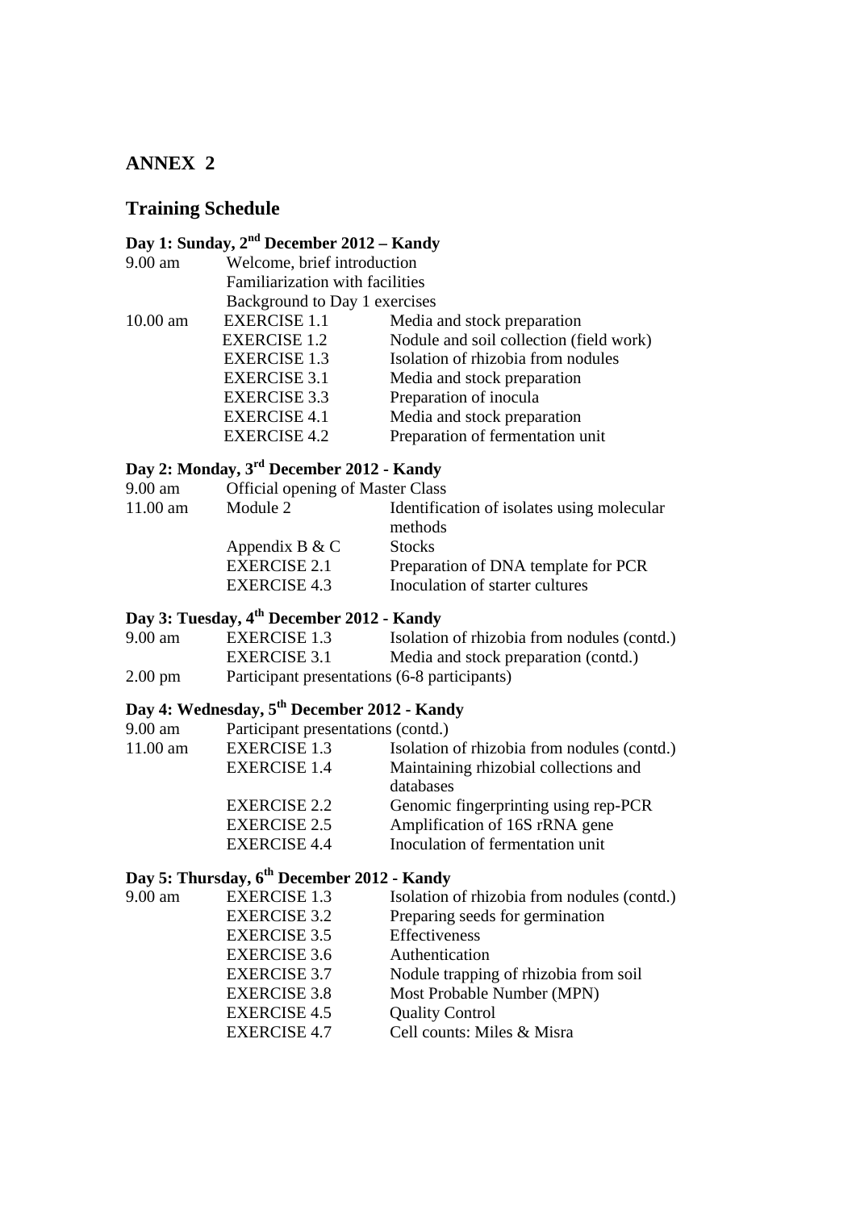## ANNEX 2

## Training Schedule

### Day 1: Sunday, 2nd December 2012 – Kandy

| | | |
|---|---|---|
| 9.00 am | Welcome, brief introduction | |
| | Familiarization with facilities | |
| | Background to Day 1 exercises | |
| 10.00 am | EXERCISE 1.1 | Media and stock preparation |
| | EXERCISE 1.2 | Nodule and soil collection (field work) |
| | EXERCISE 1.3 | Isolation of rhizobia from nodules |
| | EXERCISE 3.1 | Media and stock preparation |
| | EXERCISE 3.3 | Preparation of inocula |
| | EXERCISE 4.1 | Media and stock preparation |
| | EXERCISE 4.2 | Preparation of fermentation unit |

### Day 2: Monday, 3rd December 2012 - Kandy

| | | |
|---|---|---|
| 9.00 am | Official opening of Master Class | |
| 11.00 am | Module 2 | Identification of isolates using molecular methods |
| | Appendix B & C | Stocks |
| | EXERCISE 2.1 | Preparation of DNA template for PCR |
| | EXERCISE 4.3 | Inoculation of starter cultures |

### Day 3: Tuesday, 4th December 2012 - Kandy

| | | |
|---|---|---|
| 9.00 am | EXERCISE 1.3 | Isolation of rhizobia from nodules (contd.) |
| | EXERCISE 3.1 | Media and stock preparation (contd.) |
| 2.00 pm | Participant presentations (6-8 participants) | |

### Day 4: Wednesday, 5th December 2012 - Kandy

| | | |
|---|---|---|
| 9.00 am | Participant presentations (contd.) | |
| 11.00 am | EXERCISE 1.3 | Isolation of rhizobia from nodules (contd.) |
| | EXERCISE 1.4 | Maintaining rhizobial collections and databases |
| | EXERCISE 2.2 | Genomic fingerprinting using rep-PCR |
| | EXERCISE 2.5 | Amplification of 16S rRNA gene |
| | EXERCISE 4.4 | Inoculation of fermentation unit |

### Day 5: Thursday, 6th December 2012 - Kandy

| | | |
|---|---|---|
| 9.00 am | EXERCISE 1.3 | Isolation of rhizobia from nodules (contd.) |
| | EXERCISE 3.2 | Preparing seeds for germination |
| | EXERCISE 3.5 | Effectiveness |
| | EXERCISE 3.6 | Authentication |
| | EXERCISE 3.7 | Nodule trapping of rhizobia from soil |
| | EXERCISE 3.8 | Most Probable Number (MPN) |
| | EXERCISE 4.5 | Quality Control |
| | EXERCISE 4.7 | Cell counts: Miles & Misra |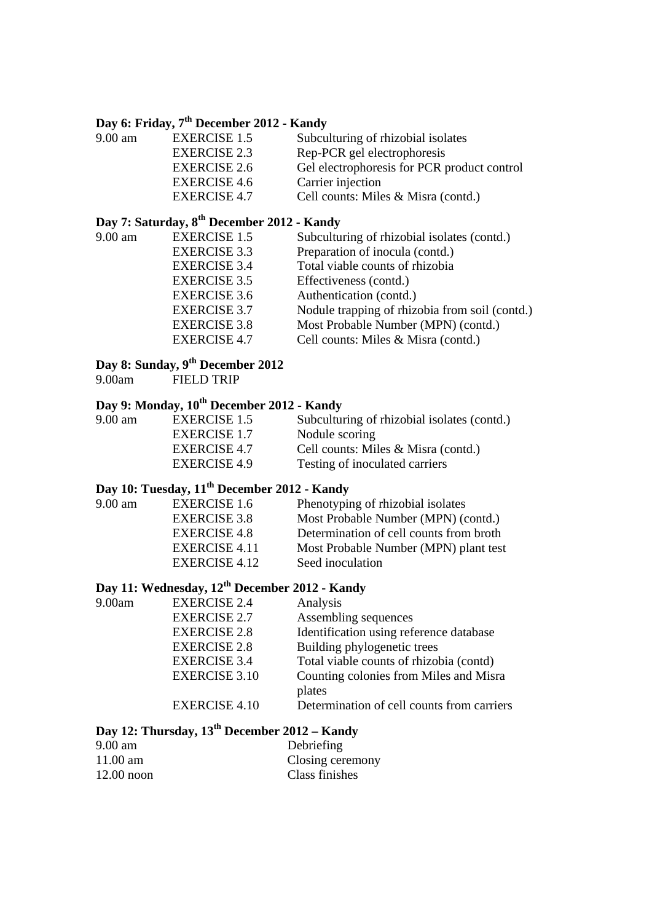## Day 6: Friday, 7th December 2012 - Kandy

| | | |
|---|---|---|
| 9.00 am | EXERCISE 1.5 | Subculturing of rhizobial isolates |
| | EXERCISE 2.3 | Rep-PCR gel electrophoresis |
| | EXERCISE 2.6 | Gel electrophoresis for PCR product control |
| | EXERCISE 4.6 | Carrier injection |
| | EXERCISE 4.7 | Cell counts: Miles & Misra (contd.) |

## Day 7: Saturday, 8th December 2012 - Kandy

| | | |
|---|---|---|
| 9.00 am | EXERCISE 1.5 | Subculturing of rhizobial isolates (contd.) |
| | EXERCISE 3.3 | Preparation of inocula (contd.) |
| | EXERCISE 3.4 | Total viable counts of rhizobia |
| | EXERCISE 3.5 | Effectiveness (contd.) |
| | EXERCISE 3.6 | Authentication (contd.) |
| | EXERCISE 3.7 | Nodule trapping of rhizobia from soil (contd.) |
| | EXERCISE 3.8 | Most Probable Number (MPN) (contd.) |
| | EXERCISE 4.7 | Cell counts: Miles & Misra (contd.) |

## Day 8: Sunday, 9th December 2012

| | |
|---|---|
| 9.00am | FIELD TRIP |

## Day 9: Monday, 10th December 2012 - Kandy

| | | |
|---|---|---|
| 9.00 am | EXERCISE 1.5 | Subculturing of rhizobial isolates (contd.) |
| | EXERCISE 1.7 | Nodule scoring |
| | EXERCISE 4.7 | Cell counts: Miles & Misra (contd.) |
| | EXERCISE 4.9 | Testing of inoculated carriers |

## Day 10: Tuesday, 11th December 2012 - Kandy

| | | |
|---|---|---|
| 9.00 am | EXERCISE 1.6 | Phenotyping of rhizobial isolates |
| | EXERCISE 3.8 | Most Probable Number (MPN) (contd.) |
| | EXERCISE 4.8 | Determination of cell counts from broth |
| | EXERCISE 4.11 | Most Probable Number (MPN) plant test |
| | EXERCISE 4.12 | Seed inoculation |

## Day 11: Wednesday, 12th December 2012 - Kandy

| | | |
|---|---|---|
| 9.00am | EXERCISE 2.4 | Analysis |
| | EXERCISE 2.7 | Assembling sequences |
| | EXERCISE 2.8 | Identification using reference database |
| | EXERCISE 2.8 | Building phylogenetic trees |
| | EXERCISE 3.4 | Total viable counts of rhizobia (contd) |
| | EXERCISE 3.10 | Counting colonies from Miles and Misra plates |
| | EXERCISE 4.10 | Determination of cell counts from carriers |

## Day 12: Thursday, 13th December 2012 – Kandy

| | |
|---|---|
| 9.00 am | Debriefing |
| 11.00 am | Closing ceremony |
| 12.00 noon | Class finishes |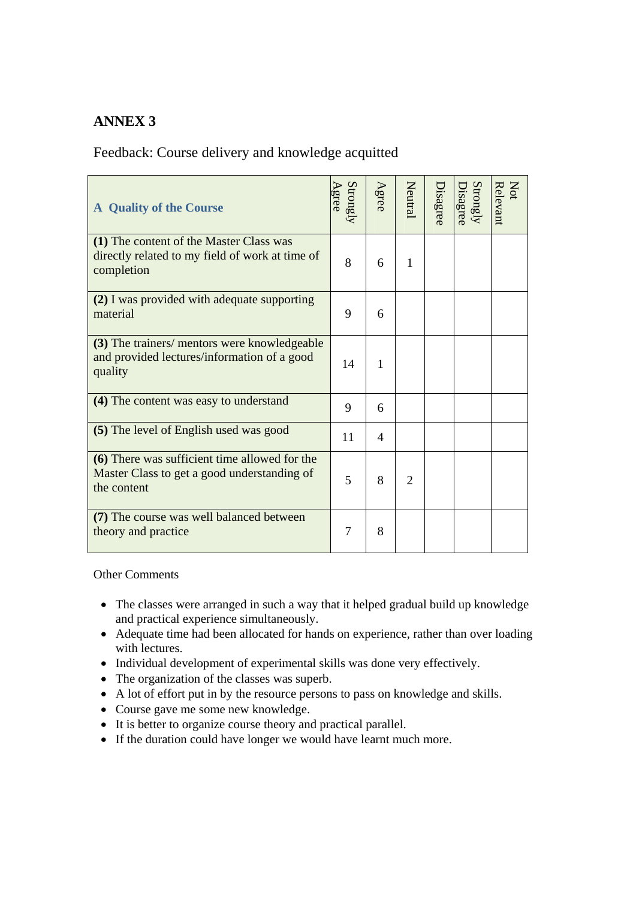## ANNEX 3

Feedback: Course delivery and knowledge acquitted

| **A Quality of the Course** | Strongly Agree | Agree | Neutral | Disagree | Strongly Disagree | Not Relevant |
|---|---|---|---|---|---|---|
| **(1)** The content of the Master Class was directly related to my field of work at time of completion | 8 | 6 | 1 | | | |
| **(2)** I was provided with adequate supporting material | 9 | 6 | | | | |
| **(3)** The trainers/ mentors were knowledgeable and provided lectures/information of a good quality | 14 | 1 | | | | |
| **(4)** The content was easy to understand | 9 | 6 | | | | |
| **(5)** The level of English used was good | 11 | 4 | | | | |
| **(6)** There was sufficient time allowed for the Master Class to get a good understanding of the content | 5 | 8 | 2 | | | |
| **(7)** The course was well balanced between theory and practice | 7 | 8 | | | | |

Other Comments

- The classes were arranged in such a way that it helped gradual build up knowledge and practical experience simultaneously.
- Adequate time had been allocated for hands on experience, rather than over loading with lectures.
- Individual development of experimental skills was done very effectively.
- The organization of the classes was superb.
- A lot of effort put in by the resource persons to pass on knowledge and skills.
- Course gave me some new knowledge.
- It is better to organize course theory and practical parallel.
- If the duration could have longer we would have learnt much more.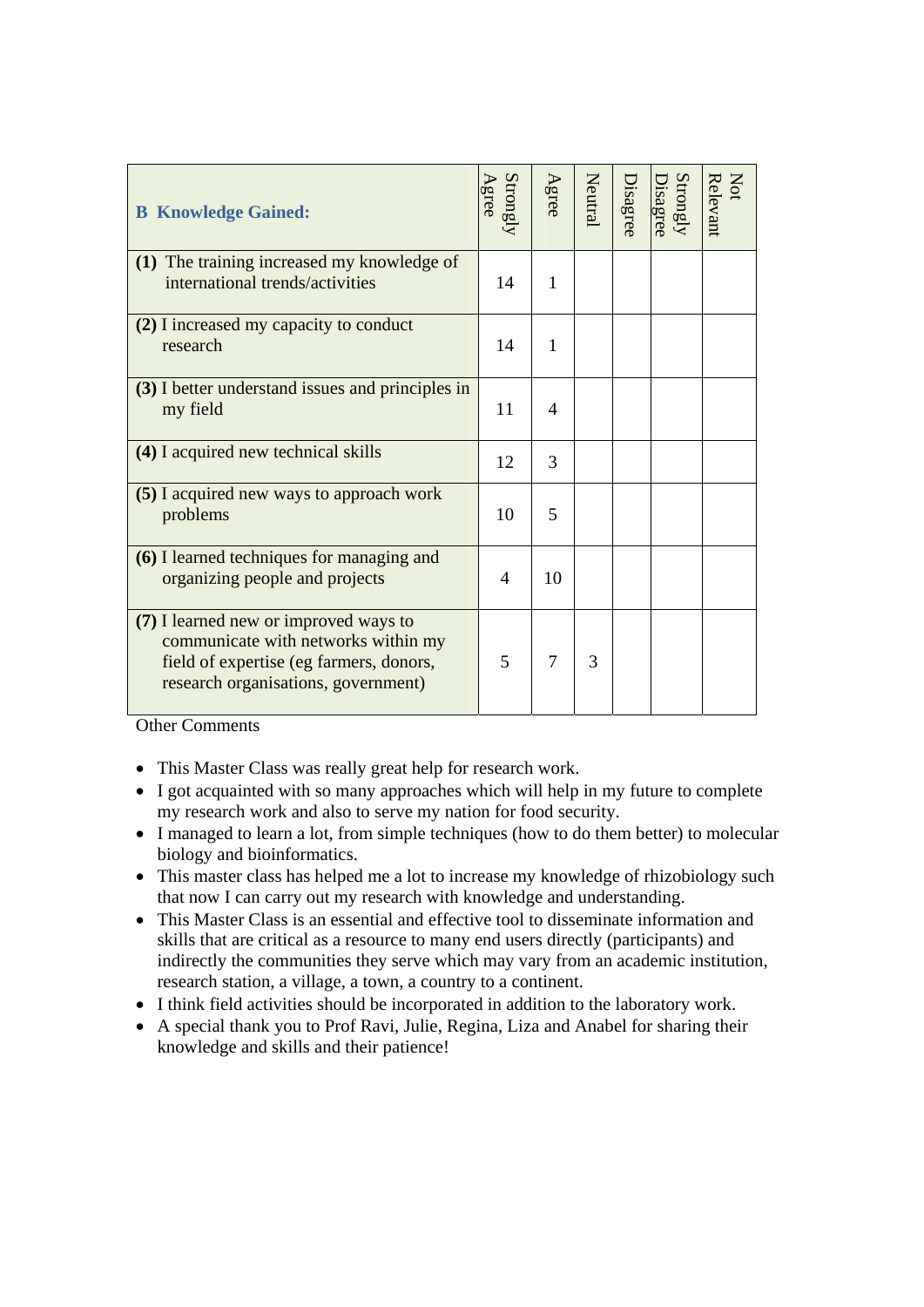| **B Knowledge Gained:** | Strongly Agree | Agree | Neutral | Disagree | Strongly Disagree | Not Relevant |
|---|---|---|---|---|---|---|
| **(1)** The training increased my knowledge of international trends/activities | 14 | 1 | | | | |
| **(2)** I increased my capacity to conduct research | 14 | 1 | | | | |
| **(3)** I better understand issues and principles in my field | 11 | 4 | | | | |
| **(4)** I acquired new technical skills | 12 | 3 | | | | |
| **(5)** I acquired new ways to approach work problems | 10 | 5 | | | | |
| **(6)** I learned techniques for managing and organizing people and projects | 4 | 10 | | | | |
| **(7)** I learned new or improved ways to communicate with networks within my field of expertise (eg farmers, donors, research organisations, government) | 5 | 7 | 3 | | | |

Other Comments

- This Master Class was really great help for research work.
- I got acquainted with so many approaches which will help in my future to complete my research work and also to serve my nation for food security.
- I managed to learn a lot, from simple techniques (how to do them better) to molecular biology and bioinformatics.
- This master class has helped me a lot to increase my knowledge of rhizobiology such that now I can carry out my research with knowledge and understanding.
- This Master Class is an essential and effective tool to disseminate information and skills that are critical as a resource to many end users directly (participants) and indirectly the communities they serve which may vary from an academic institution, research station, a village, a town, a country to a continent.
- I think field activities should be incorporated in addition to the laboratory work.
- A special thank you to Prof Ravi, Julie, Regina, Liza and Anabel for sharing their knowledge and skills and their patience!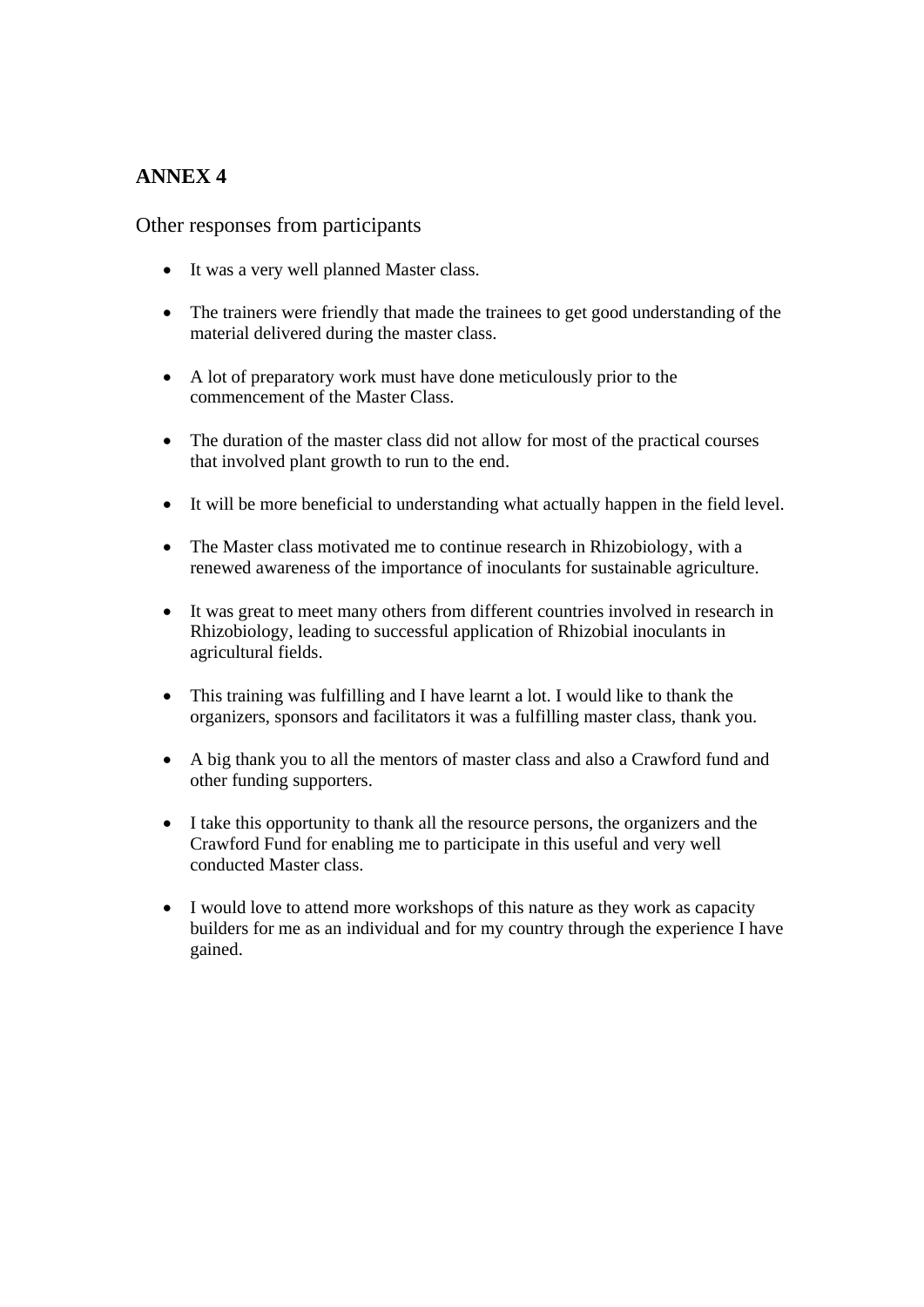## ANNEX 4

Other responses from participants

- It was a very well planned Master class.
- The trainers were friendly that made the trainees to get good understanding of the material delivered during the master class.
- A lot of preparatory work must have done meticulously prior to the commencement of the Master Class.
- The duration of the master class did not allow for most of the practical courses that involved plant growth to run to the end.
- It will be more beneficial to understanding what actually happen in the field level.
- The Master class motivated me to continue research in Rhizobiology, with a renewed awareness of the importance of inoculants for sustainable agriculture.
- It was great to meet many others from different countries involved in research in Rhizobiology, leading to successful application of Rhizobial inoculants in agricultural fields.
- This training was fulfilling and I have learnt a lot. I would like to thank the organizers, sponsors and facilitators it was a fulfilling master class, thank you.
- A big thank you to all the mentors of master class and also a Crawford fund and other funding supporters.
- I take this opportunity to thank all the resource persons, the organizers and the Crawford Fund for enabling me to participate in this useful and very well conducted Master class.
- I would love to attend more workshops of this nature as they work as capacity builders for me as an individual and for my country through the experience I have gained.